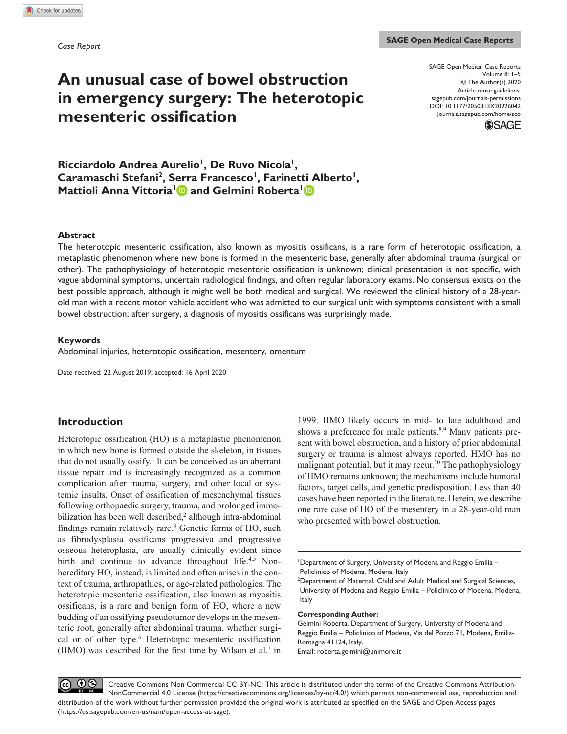*Case Report*

# An unusual case of bowel obstruction in emergency surgery: The heterotopic mesenteric ossification

SAGE Open Medical Case Reports
Volume 8: 1–5
© The Author(s) 2020
Article reuse guidelines: sagepub.com/journals-permissions
DOI: 10.1177/2050313X20926042
journals.sagepub.com/home/sco

**Ricciardolo Andrea Aurelio[1], De Ruvo Nicola[1], Caramaschi Stefani[2], Serra Francesco[1], Farinetti Alberto[1], Mattioli Anna Vittoria[1] and Gelmini Roberta[1]**

### Abstract

The heterotopic mesenteric ossification, also known as myositis ossificans, is a rare form of heterotopic ossification, a metaplastic phenomenon where new bone is formed in the mesenteric base, generally after abdominal trauma (surgical or other). The pathophysiology of heterotopic mesenteric ossification is unknown; clinical presentation is not specific, with vague abdominal symptoms, uncertain radiological findings, and often regular laboratory exams. No consensus exists on the best possible approach, although it might well be both medical and surgical. We reviewed the clinical history of a 28-year-old man with a recent motor vehicle accident who was admitted to our surgical unit with symptoms consistent with a small bowel obstruction; after surgery, a diagnosis of myositis ossificans was surprisingly made.

### Keywords

Abdominal injuries, heterotopic ossification, mesentery, omentum

Date received: 22 August 2019; accepted: 16 April 2020

## Introduction

Heterotopic ossification (HO) is a metaplastic phenomenon in which new bone is formed outside the skeleton, in tissues that do not usually ossify.[1] It can be conceived as an aberrant tissue repair and is increasingly recognized as a common complication after trauma, surgery, and other local or systemic insults. Onset of ossification of mesenchymal tissues following orthopaedic surgery, trauma, and prolonged immobilization has been well described,[2] although intra-abdominal findings remain relatively rare.[3] Genetic forms of HO, such as fibrodysplasia ossificans progressiva and progressive osseous heteroplasia, are usually clinically evident since birth and continue to advance throughout life.[4,5] Non-hereditary HO, instead, is limited and often arises in the context of trauma, arthropathies, or age-related pathologies. The heterotopic mesenteric ossification, also known as myositis ossificans, is a rare and benign form of HO, where a new budding of an ossifying pseudotumor develops in the mesenteric root, generally after abdominal trauma, whether surgical or of other type.[6] Heterotopic mesenteric ossification (HMO) was described for the first time by Wilson et al.[7] in 1999. HMO likely occurs in mid- to late adulthood and shows a preference for male patients.[8,9] Many patients present with bowel obstruction, and a history of prior abdominal surgery or trauma is almost always reported. HMO has no malignant potential, but it may recur.[10] The pathophysiology of HMO remains unknown; the mechanisms include humoral factors, target cells, and genetic predisposition. Less than 40 cases have been reported in the literature. Herein, we describe one rare case of HO of the mesentery in a 28-year-old man who presented with bowel obstruction.

[1]Department of Surgery, University of Modena and Reggio Emilia – Policlinico of Modena, Modena, Italy
[2]Department of Maternal, Child and Adult Medical and Surgical Sciences, University of Modena and Reggio Emilia – Policlinico of Modena, Modena, Italy

**Corresponding Author:**
Gelmini Roberta, Department of Surgery, University of Modena and Reggio Emilia – Policlinico of Modena, Via del Pozzo 71, Modena, Emilia-Romagna 41124, Italy.
Email: roberta.gelmini@unimore.it

Creative Commons Non Commercial CC BY-NC: This article is distributed under the terms of the Creative Commons Attribution-NonCommercial 4.0 License (https://creativecommons.org/licenses/by-nc/4.0/) which permits non-commercial use, reproduction and distribution of the work without further permission provided the original work is attributed as specified on the SAGE and Open Access pages (https://us.sagepub.com/en-us/nam/open-access-at-sage).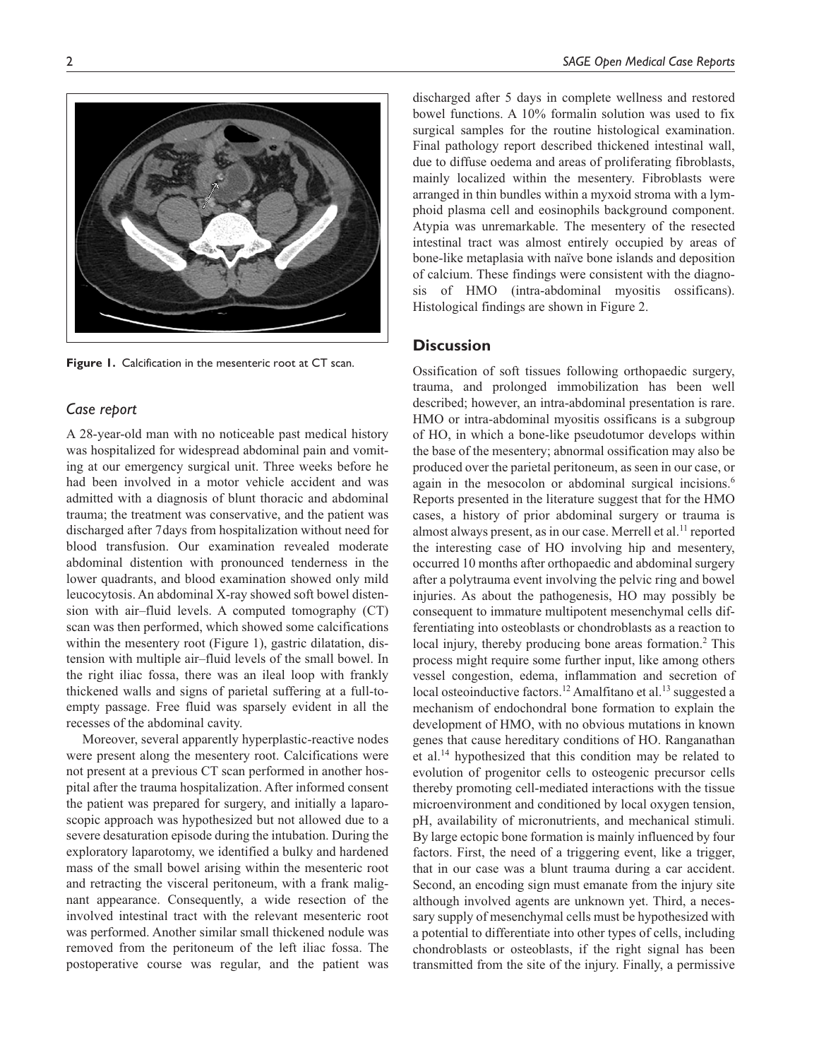Figure 1. Calcification in the mesenteric root at CT scan.

## Case report

A 28-year-old man with no noticeable past medical history was hospitalized for widespread abdominal pain and vomiting at our emergency surgical unit. Three weeks before he had been involved in a motor vehicle accident and was admitted with a diagnosis of blunt thoracic and abdominal trauma; the treatment was conservative, and the patient was discharged after 7 days from hospitalization without need for blood transfusion. Our examination revealed moderate abdominal distention with pronounced tenderness in the lower quadrants, and blood examination showed only mild leucocytosis. An abdominal X-ray showed soft bowel distension with air–fluid levels. A computed tomography (CT) scan was then performed, which showed some calcifications within the mesentery root (Figure 1), gastric dilatation, distension with multiple air–fluid levels of the small bowel. In the right iliac fossa, there was an ileal loop with frankly thickened walls and signs of parietal suffering at a full-to-empty passage. Free fluid was sparsely evident in all the recesses of the abdominal cavity.

Moreover, several apparently hyperplastic-reactive nodes were present along the mesentery root. Calcifications were not present at a previous CT scan performed in another hospital after the trauma hospitalization. After informed consent the patient was prepared for surgery, and initially a laparoscopic approach was hypothesized but not allowed due to a severe desaturation episode during the intubation. During the exploratory laparotomy, we identified a bulky and hardened mass of the small bowel arising within the mesenteric root and retracting the visceral peritoneum, with a frank malignant appearance. Consequently, a wide resection of the involved intestinal tract with the relevant mesenteric root was performed. Another similar small thickened nodule was removed from the peritoneum of the left iliac fossa. The postoperative course was regular, and the patient was discharged after 5 days in complete wellness and restored bowel functions. A 10% formalin solution was used to fix surgical samples for the routine histological examination. Final pathology report described thickened intestinal wall, due to diffuse oedema and areas of proliferating fibroblasts, mainly localized within the mesentery. Fibroblasts were arranged in thin bundles within a myxoid stroma with a lymphoid plasma cell and eosinophils background component. Atypia was unremarkable. The mesentery of the resected intestinal tract was almost entirely occupied by areas of bone-like metaplasia with naïve bone islands and deposition of calcium. These findings were consistent with the diagnosis of HMO (intra-abdominal myositis ossificans). Histological findings are shown in Figure 2.

## Discussion

Ossification of soft tissues following orthopaedic surgery, trauma, and prolonged immobilization has been well described; however, an intra-abdominal presentation is rare. HMO or intra-abdominal myositis ossificans is a subgroup of HO, in which a bone-like pseudotumor develops within the base of the mesentery; abnormal ossification may also be produced over the parietal peritoneum, as seen in our case, or again in the mesocolon or abdominal surgical incisions.[6] Reports presented in the literature suggest that for the HMO cases, a history of prior abdominal surgery or trauma is almost always present, as in our case. Merrell et al.[11] reported the interesting case of HO involving hip and mesentery, occurred 10 months after orthopaedic and abdominal surgery after a polytrauma event involving the pelvic ring and bowel injuries. As about the pathogenesis, HO may possibly be consequent to immature multipotent mesenchymal cells differentiating into osteoblasts or chondroblasts as a reaction to local injury, thereby producing bone areas formation.[2] This process might require some further input, like among others vessel congestion, edema, inflammation and secretion of local osteoinductive factors.[12] Amalfitano et al.[13] suggested a mechanism of endochondral bone formation to explain the development of HMO, with no obvious mutations in known genes that cause hereditary conditions of HO. Ranganathan et al.[14] hypothesized that this condition may be related to evolution of progenitor cells to osteogenic precursor cells thereby promoting cell-mediated interactions with the tissue microenvironment and conditioned by local oxygen tension, pH, availability of micronutrients, and mechanical stimuli. By large ectopic bone formation is mainly influenced by four factors. First, the need of a triggering event, like a trigger, that in our case was a blunt trauma during a car accident. Second, an encoding sign must emanate from the injury site although involved agents are unknown yet. Third, a necessary supply of mesenchymal cells must be hypothesized with a potential to differentiate into other types of cells, including chondroblasts or osteoblasts, if the right signal has been transmitted from the site of the injury. Finally, a permissive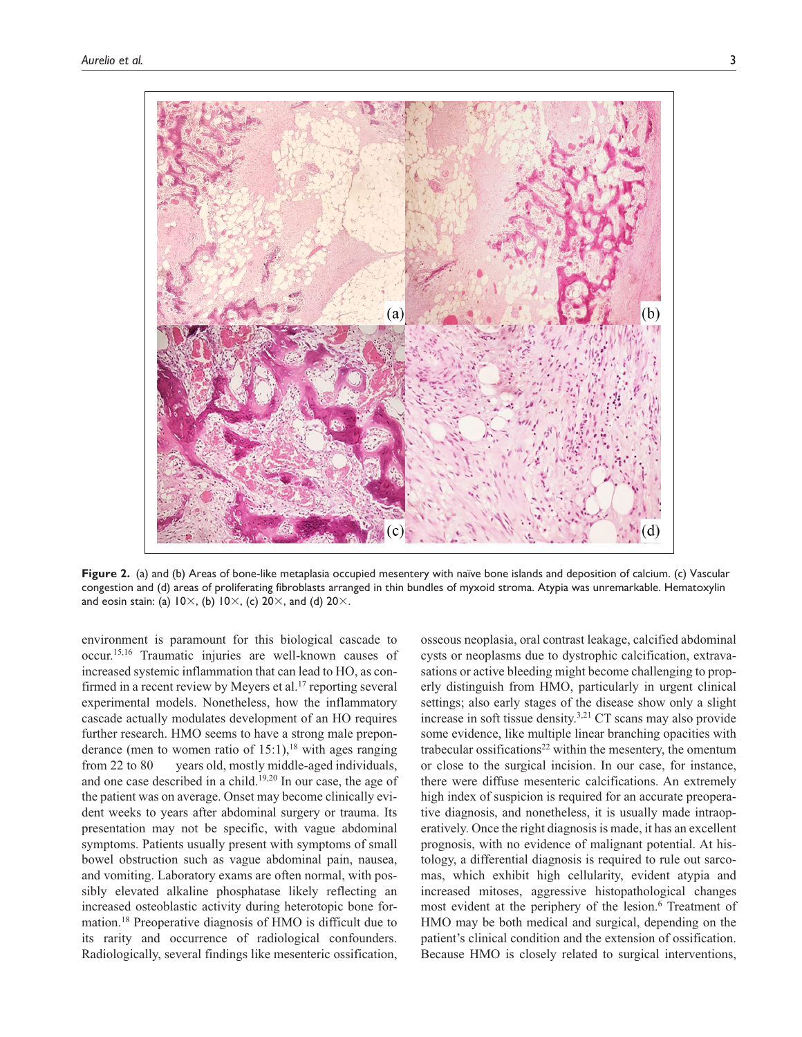**Figure 2.** (a) and (b) Areas of bone-like metaplasia occupied mesentery with naïve bone islands and deposition of calcium. (c) Vascular congestion and (d) areas of proliferating fibroblasts arranged in thin bundles of myxoid stroma. Atypia was unremarkable. Hematoxylin and eosin stain: (a) 10×, (b) 10×, (c) 20×, and (d) 20×.

environment is paramount for this biological cascade to occur.[15,16] Traumatic injuries are well-known causes of increased systemic inflammation that can lead to HO, as confirmed in a recent review by Meyers et al.[17] reporting several experimental models. Nonetheless, how the inflammatory cascade actually modulates development of an HO requires further research. HMO seems to have a strong male preponderance (men to women ratio of 15:1),[18] with ages ranging from 22 to 80 years old, mostly middle-aged individuals, and one case described in a child.[19,20] In our case, the age of the patient was on average. Onset may become clinically evident weeks to years after abdominal surgery or trauma. Its presentation may not be specific, with vague abdominal symptoms. Patients usually present with symptoms of small bowel obstruction such as vague abdominal pain, nausea, and vomiting. Laboratory exams are often normal, with possibly elevated alkaline phosphatase likely reflecting an increased osteoblastic activity during heterotopic bone formation.[18] Preoperative diagnosis of HMO is difficult due to its rarity and occurrence of radiological confounders. Radiologically, several findings like mesenteric ossification, osseous neoplasia, oral contrast leakage, calcified abdominal cysts or neoplasms due to dystrophic calcification, extravasations or active bleeding might become challenging to properly distinguish from HMO, particularly in urgent clinical settings; also early stages of the disease show only a slight increase in soft tissue density.[3,21] CT scans may also provide some evidence, like multiple linear branching opacities with trabecular ossifications[22] within the mesentery, the omentum or close to the surgical incision. In our case, for instance, there were diffuse mesenteric calcifications. An extremely high index of suspicion is required for an accurate preoperative diagnosis, and nonetheless, it is usually made intraoperatively. Once the right diagnosis is made, it has an excellent prognosis, with no evidence of malignant potential. At histology, a differential diagnosis is required to rule out sarcomas, which exhibit high cellularity, evident atypia and increased mitoses, aggressive histopathological changes most evident at the periphery of the lesion.[6] Treatment of HMO may be both medical and surgical, depending on the patient's clinical condition and the extension of ossification. Because HMO is closely related to surgical interventions,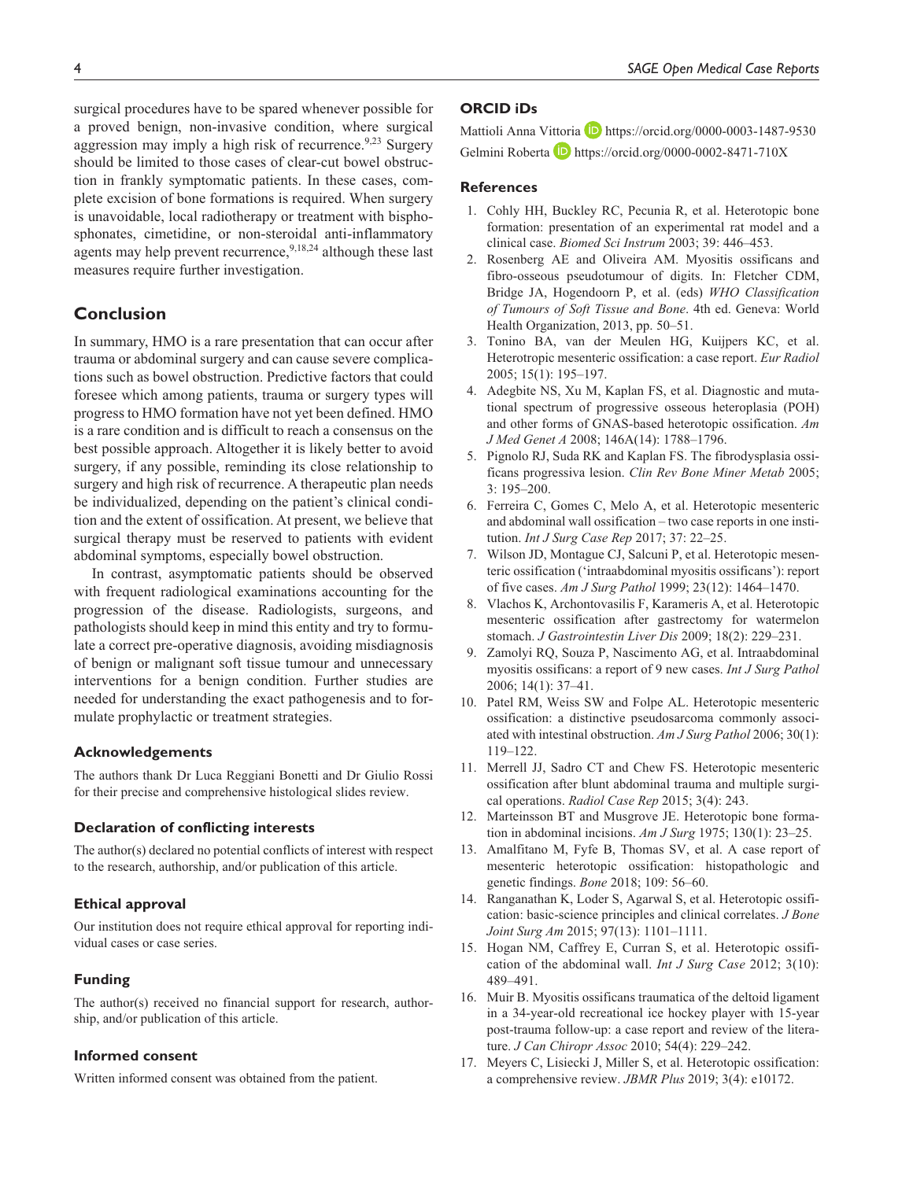surgical procedures have to be spared whenever possible for a proved benign, non-invasive condition, where surgical aggression may imply a high risk of recurrence.[9,23] Surgery should be limited to those cases of clear-cut bowel obstruction in frankly symptomatic patients. In these cases, complete excision of bone formations is required. When surgery is unavoidable, local radiotherapy or treatment with bisphosphonates, cimetidine, or non-steroidal anti-inflammatory agents may help prevent recurrence,[9,18,24] although these last measures require further investigation.

## Conclusion

In summary, HMO is a rare presentation that can occur after trauma or abdominal surgery and can cause severe complications such as bowel obstruction. Predictive factors that could foresee which among patients, trauma or surgery types will progress to HMO formation have not yet been defined. HMO is a rare condition and is difficult to reach a consensus on the best possible approach. Altogether it is likely better to avoid surgery, if any possible, reminding its close relationship to surgery and high risk of recurrence. A therapeutic plan needs be individualized, depending on the patient's clinical condition and the extent of ossification. At present, we believe that surgical therapy must be reserved to patients with evident abdominal symptoms, especially bowel obstruction.

In contrast, asymptomatic patients should be observed with frequent radiological examinations accounting for the progression of the disease. Radiologists, surgeons, and pathologists should keep in mind this entity and try to formulate a correct pre-operative diagnosis, avoiding misdiagnosis of benign or malignant soft tissue tumour and unnecessary interventions for a benign condition. Further studies are needed for understanding the exact pathogenesis and to formulate prophylactic or treatment strategies.

### Acknowledgements

The authors thank Dr Luca Reggiani Bonetti and Dr Giulio Rossi for their precise and comprehensive histological slides review.

### Declaration of conflicting interests

The author(s) declared no potential conflicts of interest with respect to the research, authorship, and/or publication of this article.

### Ethical approval

Our institution does not require ethical approval for reporting individual cases or case series.

### Funding

The author(s) received no financial support for research, authorship, and/or publication of this article.

### Informed consent

Written informed consent was obtained from the patient.

### ORCID iDs

Mattioli Anna Vittoria https://orcid.org/0000-0003-1487-9530
Gelmini Roberta https://orcid.org/0000-0002-8471-710X

### References

1. Cohly HH, Buckley RC, Pecunia R, et al. Heterotopic bone formation: presentation of an experimental rat model and a clinical case. *Biomed Sci Instrum* 2003; 39: 446–453.
2. Rosenberg AE and Oliveira AM. Myositis ossificans and fibro-osseous pseudotumour of digits. In: Fletcher CDM, Bridge JA, Hogendoorn P, et al. (eds) *WHO Classification of Tumours of Soft Tissue and Bone*. 4th ed. Geneva: World Health Organization, 2013, pp. 50–51.
3. Tonino BA, van der Meulen HG, Kuijpers KC, et al. Heterotropic mesenteric ossification: a case report. *Eur Radiol* 2005; 15(1): 195–197.
4. Adegbite NS, Xu M, Kaplan FS, et al. Diagnostic and mutational spectrum of progressive osseous heteroplasia (POH) and other forms of GNAS-based heterotopic ossification. *Am J Med Genet A* 2008; 146A(14): 1788–1796.
5. Pignolo RJ, Suda RK and Kaplan FS. The fibrodysplasia ossificans progressiva lesion. *Clin Rev Bone Miner Metab* 2005; 3: 195–200.
6. Ferreira C, Gomes C, Melo A, et al. Heterotopic mesenteric and abdominal wall ossification – two case reports in one institution. *Int J Surg Case Rep* 2017; 37: 22–25.
7. Wilson JD, Montague CJ, Salcuni P, et al. Heterotopic mesenteric ossification ('intraabdominal myositis ossificans'): report of five cases. *Am J Surg Pathol* 1999; 23(12): 1464–1470.
8. Vlachos K, Archontovasilis F, Karameris A, et al. Heterotopic mesenteric ossification after gastrectomy for watermelon stomach. *J Gastrointestin Liver Dis* 2009; 18(2): 229–231.
9. Zamolyi RQ, Souza P, Nascimento AG, et al. Intraabdominal myositis ossificans: a report of 9 new cases. *Int J Surg Pathol* 2006; 14(1): 37–41.
10. Patel RM, Weiss SW and Folpe AL. Heterotopic mesenteric ossification: a distinctive pseudosarcoma commonly associated with intestinal obstruction. *Am J Surg Pathol* 2006; 30(1): 119–122.
11. Merrell JJ, Sadro CT and Chew FS. Heterotopic mesenteric ossification after blunt abdominal trauma and multiple surgical operations. *Radiol Case Rep* 2015; 3(4): 243.
12. Marteinsson BT and Musgrove JE. Heterotopic bone formation in abdominal incisions. *Am J Surg* 1975; 130(1): 23–25.
13. Amalfitano M, Fyfe B, Thomas SV, et al. A case report of mesenteric heterotopic ossification: histopathologic and genetic findings. *Bone* 2018; 109: 56–60.
14. Ranganathan K, Loder S, Agarwal S, et al. Heterotopic ossification: basic-science principles and clinical correlates. *J Bone Joint Surg Am* 2015; 97(13): 1101–1111.
15. Hogan NM, Caffrey E, Curran S, et al. Heterotopic ossification of the abdominal wall. *Int J Surg Case* 2012; 3(10): 489–491.
16. Muir B. Myositis ossificans traumatica of the deltoid ligament in a 34-year-old recreational ice hockey player with 15-year post-trauma follow-up: a case report and review of the literature. *J Can Chiropr Assoc* 2010; 54(4): 229–242.
17. Meyers C, Lisiecki J, Miller S, et al. Heterotopic ossification: a comprehensive review. *JBMR Plus* 2019; 3(4): e10172.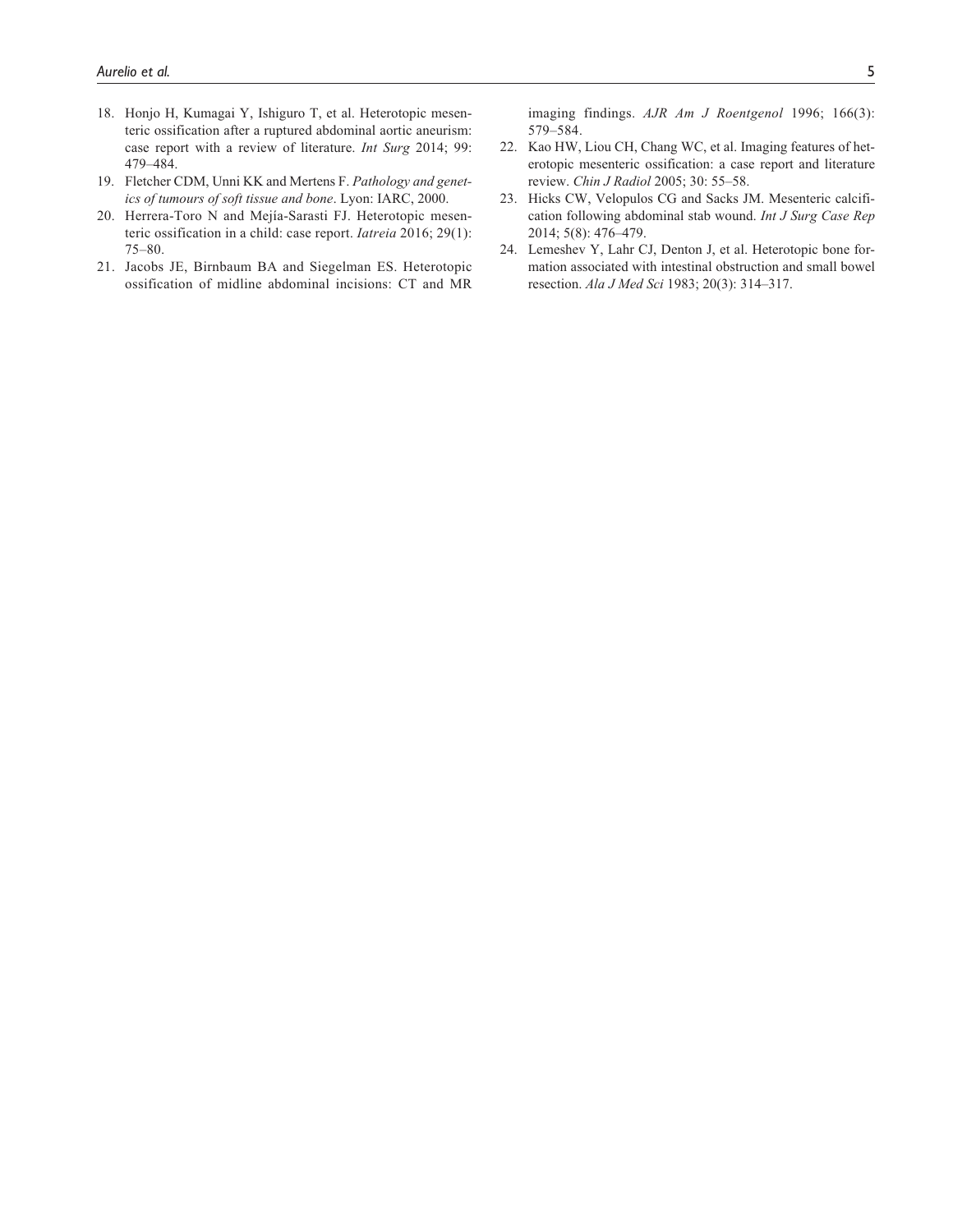18. Honjo H, Kumagai Y, Ishiguro T, et al. Heterotopic mesenteric ossification after a ruptured abdominal aortic aneurism: case report with a review of literature. *Int Surg* 2014; 99: 479–484.
19. Fletcher CDM, Unni KK and Mertens F. *Pathology and genetics of tumours of soft tissue and bone*. Lyon: IARC, 2000.
20. Herrera-Toro N and Mejía-Sarasti FJ. Heterotopic mesenteric ossification in a child: case report. *Iatreia* 2016; 29(1): 75–80.
21. Jacobs JE, Birnbaum BA and Siegelman ES. Heterotopic ossification of midline abdominal incisions: CT and MR imaging findings. *AJR Am J Roentgenol* 1996; 166(3): 579–584.
22. Kao HW, Liou CH, Chang WC, et al. Imaging features of heterotopic mesenteric ossification: a case report and literature review. *Chin J Radiol* 2005; 30: 55–58.
23. Hicks CW, Velopulos CG and Sacks JM. Mesenteric calcification following abdominal stab wound. *Int J Surg Case Rep* 2014; 5(8): 476–479.
24. Lemeshev Y, Lahr CJ, Denton J, et al. Heterotopic bone formation associated with intestinal obstruction and small bowel resection. *Ala J Med Sci* 1983; 20(3): 314–317.